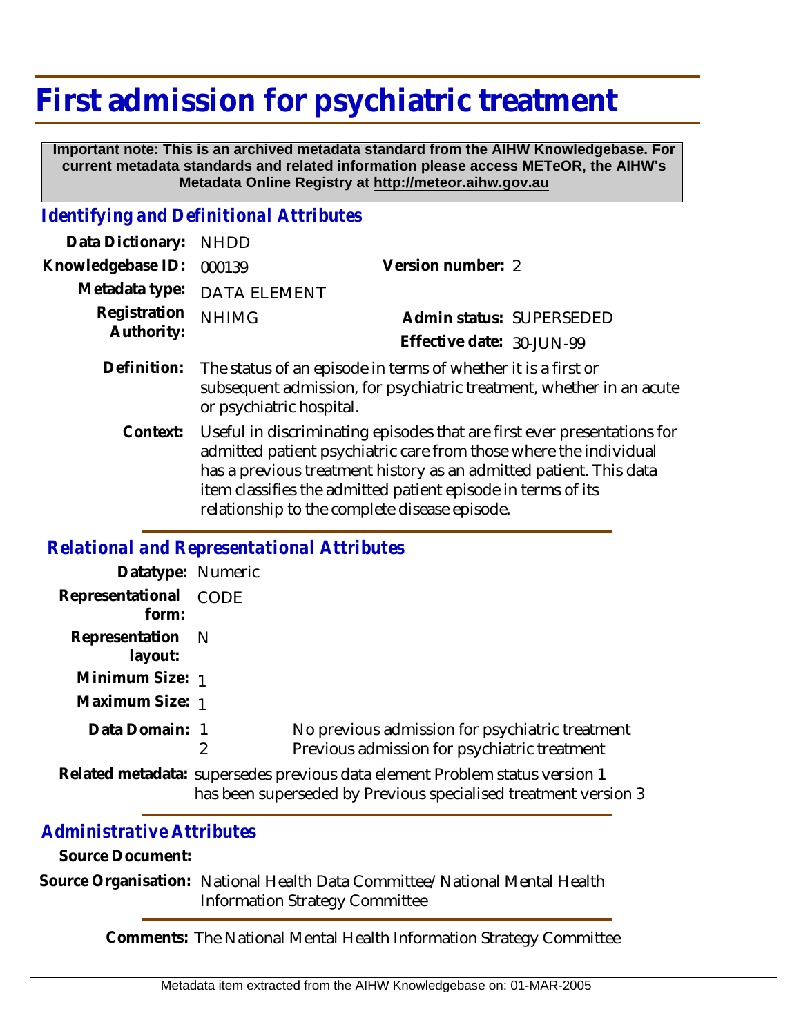# First admission for psychiatric treatment

**Important note: This is an archived metadata standard from the AIHW Knowledgebase. For current metadata standards and related information please access METeOR, the AIHW's Metadata Online Registry at http://meteor.aihw.gov.au**

## *Identifying and Definitional Attributes*

**Data Dictionary:** NHDD

**Knowledgebase ID:** 000139

**Version number:** 2

**Metadata type:** DATA ELEMENT

**Registration Authority:** NHIMG

**Admin status:** SUPERSEDED

**Effective date:** 30-JUN-99

**Definition:** The status of an episode in terms of whether it is a first or subsequent admission, for psychiatric treatment, whether in an acute or psychiatric hospital.

**Context:** Useful in discriminating episodes that are first ever presentations for admitted patient psychiatric care from those where the individual has a previous treatment history as an admitted patient. This data item classifies the admitted patient episode in terms of its relationship to the complete disease episode.

## *Relational and Representational Attributes*

**Datatype:** Numeric

**Representational form:** CODE

**Representation layout:** N

**Minimum Size:** 1

**Maximum Size:** 1

**Data Domain:**

| | |
|---|---|
| 1 | No previous admission for psychiatric treatment |
| 2 | Previous admission for psychiatric treatment |

**Related metadata:** supersedes previous data element Problem status version 1
has been superseded by Previous specialised treatment version 3

## *Administrative Attributes*

**Source Document:**

**Source Organisation:** National Health Data Committee/ National Mental Health Information Strategy Committee

**Comments:** The National Mental Health Information Strategy Committee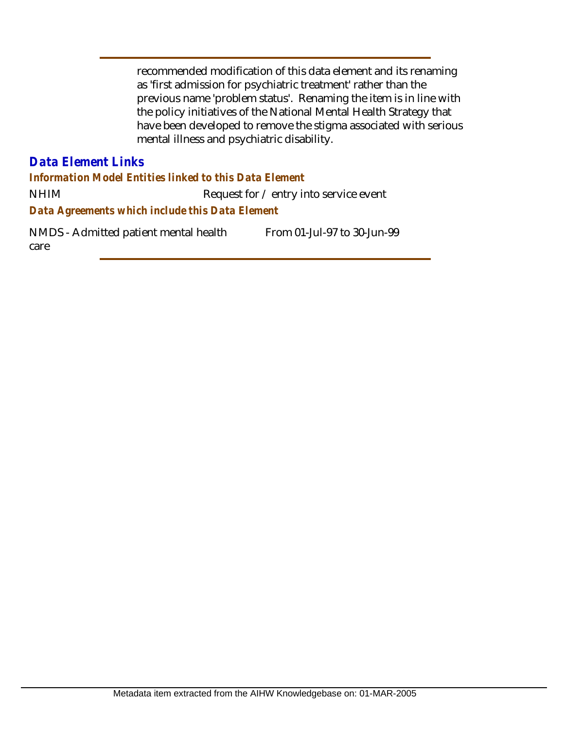recommended modification of this data element and its renaming as 'first admission for psychiatric treatment' rather than the previous name 'problem status'. Renaming the item is in line with the policy initiatives of the National Mental Health Strategy that have been developed to remove the stigma associated with serious mental illness and psychiatric disability.

## Data Element Links

### Information Model Entities linked to this Data Element

| | |
|---|---|
| NHIM | Request for / entry into service event |

### Data Agreements which include this Data Element

| | |
|---|---|
| NMDS - Admitted patient mental health care | From 01-Jul-97 to 30-Jun-99 |